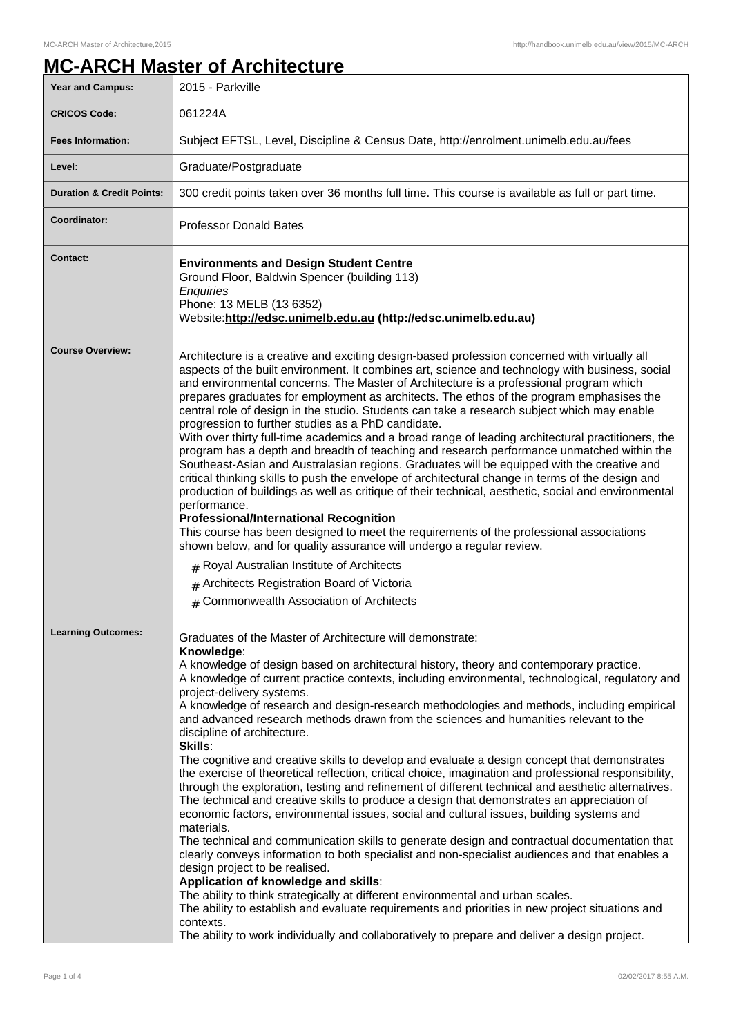# MC-ARCH Master of Architecture

| | |
|---|---|
| **Year and Campus:** | 2015 - Parkville |
| **CRICOS Code:** | 061224A |
| **Fees Information:** | Subject EFTSL, Level, Discipline & Census Date, http://enrolment.unimelb.edu.au/fees |
| **Level:** | Graduate/Postgraduate |
| **Duration & Credit Points:** | 300 credit points taken over 36 months full time. This course is available as full or part time. |
| **Coordinator:** | Professor Donald Bates |
| **Contact:** | **Environments and Design Student Centre**<br>Ground Floor, Baldwin Spencer (building 113)<br>*Enquiries*<br>Phone: 13 MELB (13 6352)<br>Website:**http://edsc.unimelb.edu.au (http://edsc.unimelb.edu.au)** |
| **Course Overview:** | Architecture is a creative and exciting design-based profession concerned with virtually all aspects of the built environment. It combines art, science and technology with business, social and environmental concerns. The Master of Architecture is a professional program which prepares graduates for employment as architects. The ethos of the program emphasises the central role of design in the studio. Students can take a research subject which may enable progression to further studies as a PhD candidate.<br>With over thirty full-time academics and a broad range of leading architectural practitioners, the program has a depth and breadth of teaching and research performance unmatched within the Southeast-Asian and Australasian regions. Graduates will be equipped with the creative and critical thinking skills to push the envelope of architectural change in terms of the design and production of buildings as well as critique of their technical, aesthetic, social and environmental performance.<br>**Professional/International Recognition**<br>This course has been designed to meet the requirements of the professional associations shown below, and for quality assurance will undergo a regular review.<br># Royal Australian Institute of Architects<br># Architects Registration Board of Victoria<br># Commonwealth Association of Architects |
| **Learning Outcomes:** | Graduates of the Master of Architecture will demonstrate:<br>**Knowledge**:<br>A knowledge of design based on architectural history, theory and contemporary practice.<br>A knowledge of current practice contexts, including environmental, technological, regulatory and project-delivery systems.<br>A knowledge of research and design-research methodologies and methods, including empirical and advanced research methods drawn from the sciences and humanities relevant to the discipline of architecture.<br>**Skills**:<br>The cognitive and creative skills to develop and evaluate a design concept that demonstrates the exercise of theoretical reflection, critical choice, imagination and professional responsibility, through the exploration, testing and refinement of different technical and aesthetic alternatives.<br>The technical and creative skills to produce a design that demonstrates an appreciation of economic factors, environmental issues, social and cultural issues, building systems and materials.<br>The technical and communication skills to generate design and contractual documentation that clearly conveys information to both specialist and non-specialist audiences and that enables a design project to be realised.<br>**Application of knowledge and skills**:<br>The ability to think strategically at different environmental and urban scales.<br>The ability to establish and evaluate requirements and priorities in new project situations and contexts.<br>The ability to work individually and collaboratively to prepare and deliver a design project. |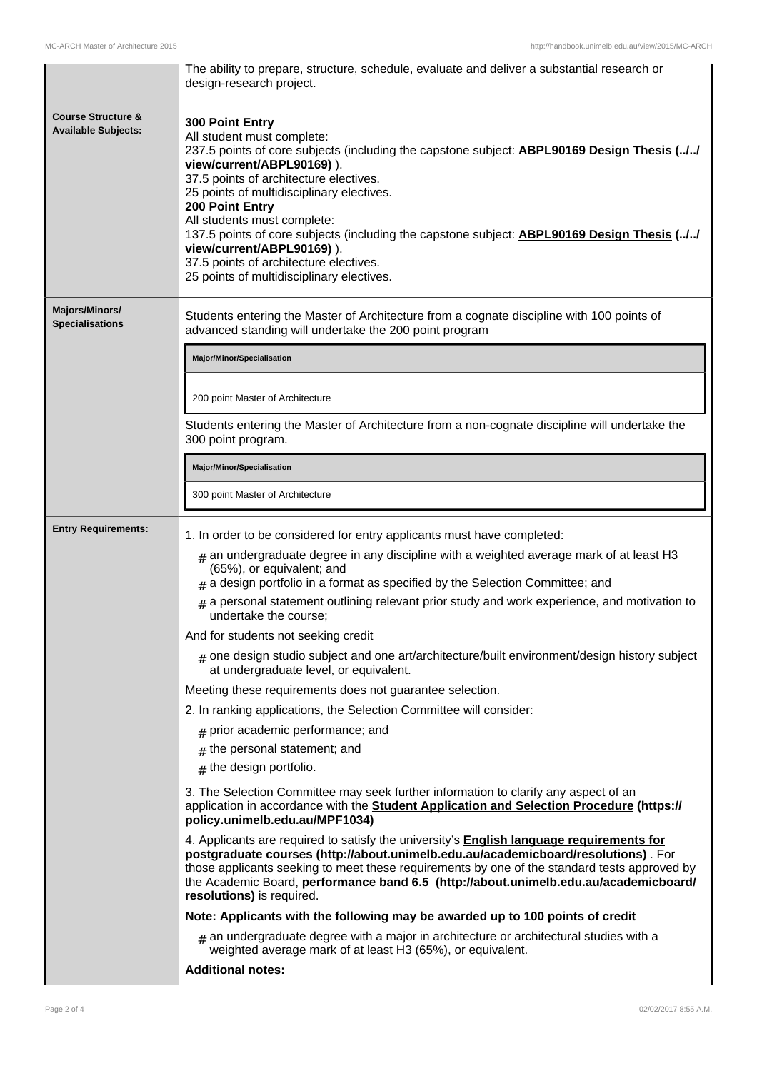| | |
|---|---|
| | The ability to prepare, structure, schedule, evaluate and deliver a substantial research or design-research project. |
| **Course Structure & Available Subjects:** | **300 Point Entry**<br>All student must complete:<br>237.5 points of core subjects (including the capstone subject: **ABPL90169 Design Thesis (../../view/current/ABPL90169)** ).<br>37.5 points of architecture electives.<br>25 points of multidisciplinary electives.<br>**200 Point Entry**<br>All students must complete:<br>137.5 points of core subjects (including the capstone subject: **ABPL90169 Design Thesis (../../view/current/ABPL90169)** ).<br>37.5 points of architecture electives.<br>25 points of multidisciplinary electives. |
| **Majors/Minors/ Specialisations** | Students entering the Master of Architecture from a cognate discipline with 100 points of advanced standing will undertake the 200 point program<br>**Major/Minor/Specialisation**<br>200 point Master of Architecture<br>Students entering the Master of Architecture from a non-cognate discipline will undertake the 300 point program.<br>**Major/Minor/Specialisation**<br>300 point Master of Architecture |
| **Entry Requirements:** | 1. In order to be considered for entry applicants must have completed:<br># an undergraduate degree in any discipline with a weighted average mark of at least H3 (65%), or equivalent; and<br># a design portfolio in a format as specified by the Selection Committee; and<br># a personal statement outlining relevant prior study and work experience, and motivation to undertake the course;<br>And for students not seeking credit<br># one design studio subject and one art/architecture/built environment/design history subject at undergraduate level, or equivalent.<br>Meeting these requirements does not guarantee selection.<br>2. In ranking applications, the Selection Committee will consider:<br># prior academic performance; and<br># the personal statement; and<br># the design portfolio.<br>3. The Selection Committee may seek further information to clarify any aspect of an application in accordance with the **Student Application and Selection Procedure (https://policy.unimelb.edu.au/MPF1034)**<br>4. Applicants are required to satisfy the university's **English language requirements for postgraduate courses (http://about.unimelb.edu.au/academicboard/resolutions)** . For those applicants seeking to meet these requirements by one of the standard tests approved by the Academic Board, **performance band 6.5 (http://about.unimelb.edu.au/academicboard/resolutions)** is required.<br>**Note: Applicants with the following may be awarded up to 100 points of credit**<br># an undergraduate degree with a major in architecture or architectural studies with a weighted average mark of at least H3 (65%), or equivalent.<br>**Additional notes:** |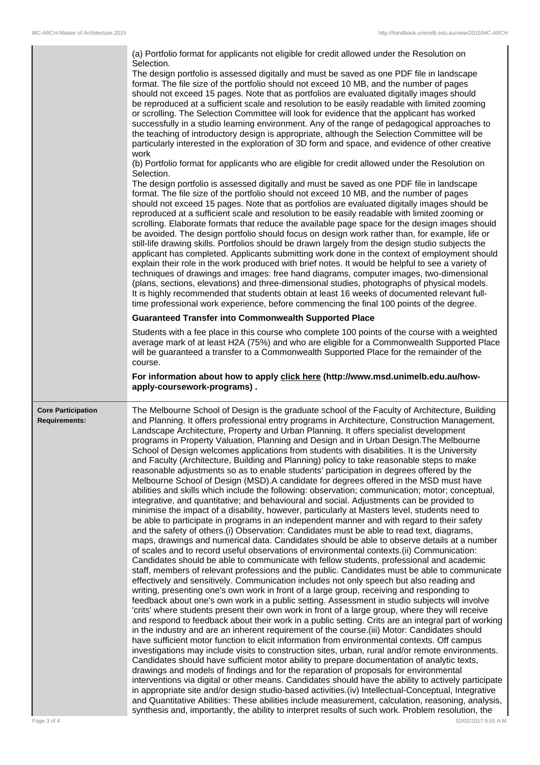(a) Portfolio format for applicants not eligible for credit allowed under the Resolution on Selection.

The design portfolio is assessed digitally and must be saved as one PDF file in landscape format. The file size of the portfolio should not exceed 10 MB, and the number of pages should not exceed 15 pages. Note that as portfolios are evaluated digitally images should be reproduced at a sufficient scale and resolution to be easily readable with limited zooming or scrolling. The Selection Committee will look for evidence that the applicant has worked successfully in a studio learning environment. Any of the range of pedagogical approaches to the teaching of introductory design is appropriate, although the Selection Committee will be particularly interested in the exploration of 3D form and space, and evidence of other creative work

(b) Portfolio format for applicants who are eligible for credit allowed under the Resolution on Selection.

The design portfolio is assessed digitally and must be saved as one PDF file in landscape format. The file size of the portfolio should not exceed 10 MB, and the number of pages should not exceed 15 pages. Note that as portfolios are evaluated digitally images should be reproduced at a sufficient scale and resolution to be easily readable with limited zooming or scrolling. Elaborate formats that reduce the available page space for the design images should be avoided. The design portfolio should focus on design work rather than, for example, life or still-life drawing skills. Portfolios should be drawn largely from the design studio subjects the applicant has completed. Applicants submitting work done in the context of employment should explain their role in the work produced with brief notes. It would be helpful to see a variety of techniques of drawings and images: free hand diagrams, computer images, two-dimensional (plans, sections, elevations) and three-dimensional studies, photographs of physical models. It is highly recommended that students obtain at least 16 weeks of documented relevant full-time professional work experience, before commencing the final 100 points of the degree.

**Guaranteed Transfer into Commonwealth Supported Place**

Students with a fee place in this course who complete 100 points of the course with a weighted average mark of at least H2A (75%) and who are eligible for a Commonwealth Supported Place will be guaranteed a transfer to a Commonwealth Supported Place for the remainder of the course.

**For information about how to apply click here (http://www.msd.unimelb.edu.au/how-apply-coursework-programs) .**

**Core Participation Requirements:**

The Melbourne School of Design is the graduate school of the Faculty of Architecture, Building and Planning. It offers professional entry programs in Architecture, Construction Management, Landscape Architecture, Property and Urban Planning. It offers specialist development programs in Property Valuation, Planning and Design and in Urban Design.The Melbourne School of Design welcomes applications from students with disabilities. It is the University and Faculty (Architecture, Building and Planning) policy to take reasonable steps to make reasonable adjustments so as to enable students' participation in degrees offered by the Melbourne School of Design (MSD).A candidate for degrees offered in the MSD must have abilities and skills which include the following: observation; communication; motor; conceptual, integrative, and quantitative; and behavioural and social. Adjustments can be provided to minimise the impact of a disability, however, particularly at Masters level, students need to be able to participate in programs in an independent manner and with regard to their safety and the safety of others.(i) Observation: Candidates must be able to read text, diagrams, maps, drawings and numerical data. Candidates should be able to observe details at a number of scales and to record useful observations of environmental contexts.(ii) Communication: Candidates should be able to communicate with fellow students, professional and academic staff, members of relevant professions and the public. Candidates must be able to communicate effectively and sensitively. Communication includes not only speech but also reading and writing, presenting one's own work in front of a large group, receiving and responding to feedback about one's own work in a public setting. Assessment in studio subjects will involve 'crits' where students present their own work in front of a large group, where they will receive and respond to feedback about their work in a public setting. Crits are an integral part of working in the industry and are an inherent requirement of the course.(iii) Motor: Candidates should have sufficient motor function to elicit information from environmental contexts. Off campus investigations may include visits to construction sites, urban, rural and/or remote environments. Candidates should have sufficient motor ability to prepare documentation of analytic texts, drawings and models of findings and for the reparation of proposals for environmental interventions via digital or other means. Candidates should have the ability to actively participate in appropriate site and/or design studio-based activities.(iv) Intellectual-Conceptual, Integrative and Quantitative Abilities: These abilities include measurement, calculation, reasoning, analysis, synthesis and, importantly, the ability to interpret results of such work. Problem resolution, the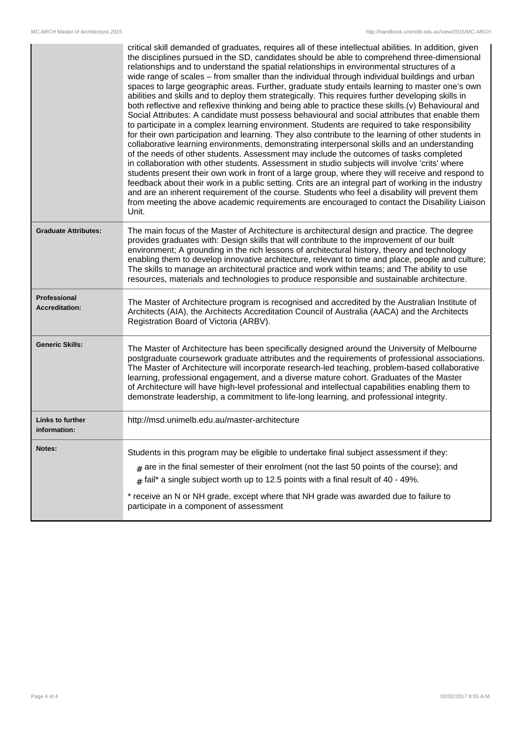| | |
|---|---|
| | critical skill demanded of graduates, requires all of these intellectual abilities. In addition, given the disciplines pursued in the SD, candidates should be able to comprehend three-dimensional relationships and to understand the spatial relationships in environmental structures of a wide range of scales – from smaller than the individual through individual buildings and urban spaces to large geographic areas. Further, graduate study entails learning to master one's own abilities and skills and to deploy them strategically. This requires further developing skills in both reflective and reflexive thinking and being able to practice these skills.(v) Behavioural and Social Attributes: A candidate must possess behavioural and social attributes that enable them to participate in a complex learning environment. Students are required to take responsibility for their own participation and learning. They also contribute to the learning of other students in collaborative learning environments, demonstrating interpersonal skills and an understanding of the needs of other students. Assessment may include the outcomes of tasks completed in collaboration with other students. Assessment in studio subjects will involve 'crits' where students present their own work in front of a large group, where they will receive and respond to feedback about their work in a public setting. Crits are an integral part of working in the industry and are an inherent requirement of the course. Students who feel a disability will prevent them from meeting the above academic requirements are encouraged to contact the Disability Liaison Unit. |
| **Graduate Attributes:** | The main focus of the Master of Architecture is architectural design and practice. The degree provides graduates with: Design skills that will contribute to the improvement of our built environment; A grounding in the rich lessons of architectural history, theory and technology enabling them to develop innovative architecture, relevant to time and place, people and culture; The skills to manage an architectural practice and work within teams; and The ability to use resources, materials and technologies to produce responsible and sustainable architecture. |
| **Professional Accreditation:** | The Master of Architecture program is recognised and accredited by the Australian Institute of Architects (AIA), the Architects Accreditation Council of Australia (AACA) and the Architects Registration Board of Victoria (ARBV). |
| **Generic Skills:** | The Master of Architecture has been specifically designed around the University of Melbourne postgraduate coursework graduate attributes and the requirements of professional associations. The Master of Architecture will incorporate research-led teaching, problem-based collaborative learning, professional engagement, and a diverse mature cohort. Graduates of the Master of Architecture will have high-level professional and intellectual capabilities enabling them to demonstrate leadership, a commitment to life-long learning, and professional integrity. |
| **Links to further information:** | http://msd.unimelb.edu.au/master-architecture |
| **Notes:** | Students in this program may be eligible to undertake final subject assessment if they: <br> # are in the final semester of their enrolment (not the last 50 points of the course); and <br> # fail* a single subject worth up to 12.5 points with a final result of 40 - 49%. <br> * receive an N or NH grade, except where that NH grade was awarded due to failure to participate in a component of assessment |